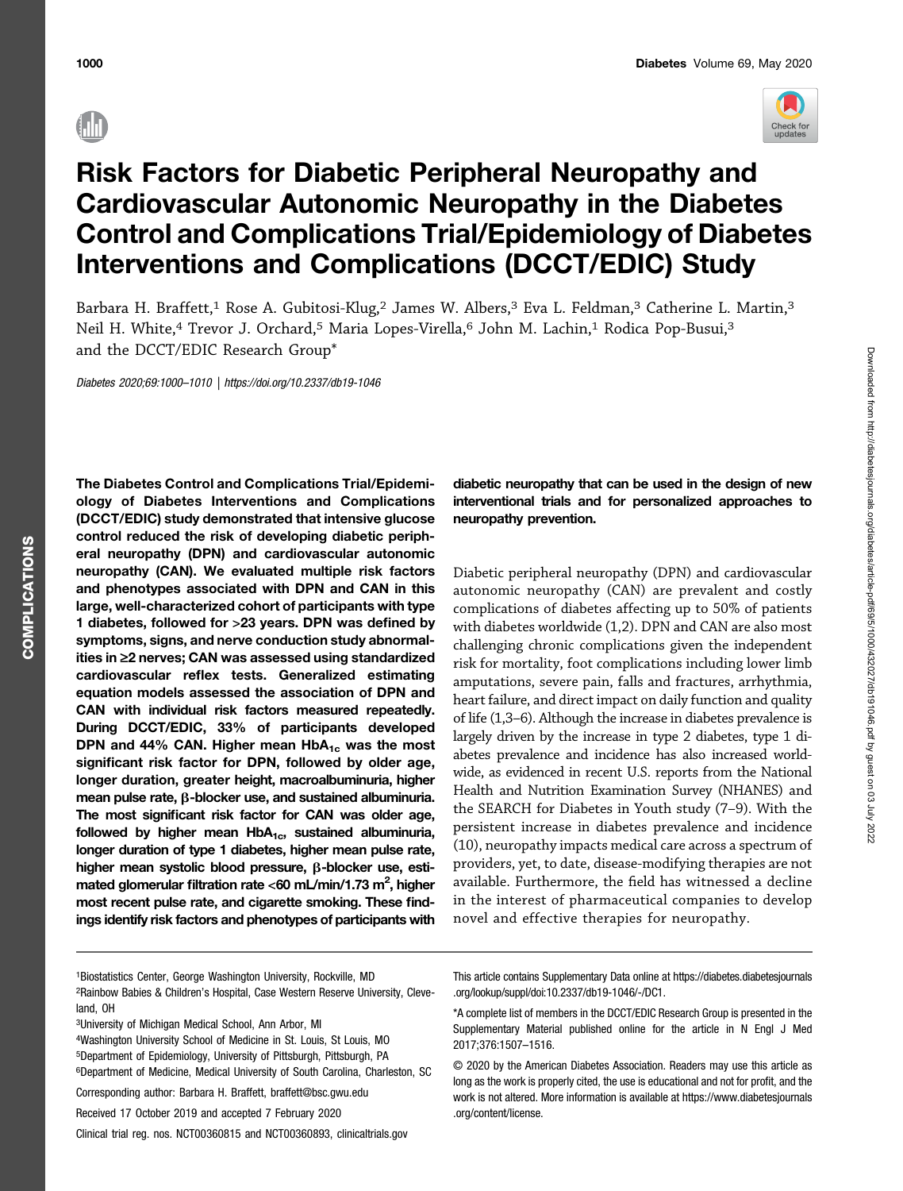# Risk Factors for Diabetic Peripheral Neuropathy and Cardiovascular Autonomic Neuropathy in the Diabetes Control and Complications Trial/Epidemiology of Diabetes Interventions and Complications (DCCT/EDIC) Study

Barbara H. Braffett,[1] Rose A. Gubitosi-Klug,[2] James W. Albers,[3] Eva L. Feldman,[3] Catherine L. Martin,[3] Neil H. White,[4] Trevor J. Orchard,[5] Maria Lopes-Virella,[6] John M. Lachin,[1] Rodica Pop-Busui,[3] and the DCCT/EDIC Research Group*

*Diabetes 2020;69:1000–1010 | https://doi.org/10.2337/db19-1046*

**The Diabetes Control and Complications Trial/Epidemiology of Diabetes Interventions and Complications (DCCT/EDIC) study demonstrated that intensive glucose control reduced the risk of developing diabetic peripheral neuropathy (DPN) and cardiovascular autonomic neuropathy (CAN). We evaluated multiple risk factors and phenotypes associated with DPN and CAN in this large, well-characterized cohort of participants with type 1 diabetes, followed for >23 years. DPN was defined by symptoms, signs, and nerve conduction study abnormalities in ≥2 nerves; CAN was assessed using standardized cardiovascular reflex tests. Generalized estimating equation models assessed the association of DPN and CAN with individual risk factors measured repeatedly. During DCCT/EDIC, 33% of participants developed DPN and 44% CAN. Higher mean $HbA_{1c}$ was the most significant risk factor for DPN, followed by older age, longer duration, greater height, macroalbuminuria, higher mean pulse rate, β-blocker use, and sustained albuminuria. The most significant risk factor for CAN was older age, followed by higher mean $HbA_{1c}$, sustained albuminuria, longer duration of type 1 diabetes, higher mean pulse rate, higher mean systolic blood pressure, β-blocker use, estimated glomerular filtration rate <60 mL/min/1.73 $m^2$, higher most recent pulse rate, and cigarette smoking. These findings identify risk factors and phenotypes of participants with diabetic neuropathy that can be used in the design of new interventional trials and for personalized approaches to neuropathy prevention.**

Diabetic peripheral neuropathy (DPN) and cardiovascular autonomic neuropathy (CAN) are prevalent and costly complications of diabetes affecting up to 50% of patients with diabetes worldwide (1,2). DPN and CAN are also most challenging chronic complications given the independent risk for mortality, foot complications including lower limb amputations, severe pain, falls and fractures, arrhythmia, heart failure, and direct impact on daily function and quality of life (1,3–6). Although the increase in diabetes prevalence is largely driven by the increase in type 2 diabetes, type 1 diabetes prevalence and incidence has also increased worldwide, as evidenced in recent U.S. reports from the National Health and Nutrition Examination Survey (NHANES) and the SEARCH for Diabetes in Youth study (7–9). With the persistent increase in diabetes prevalence and incidence (10), neuropathy impacts medical care across a spectrum of providers, yet, to date, disease-modifying therapies are not available. Furthermore, the field has witnessed a decline in the interest of pharmaceutical companies to develop novel and effective therapies for neuropathy.

[1]Biostatistics Center, George Washington University, Rockville, MD
[2]Rainbow Babies & Children's Hospital, Case Western Reserve University, Cleveland, OH
[3]University of Michigan Medical School, Ann Arbor, MI
[4]Washington University School of Medicine in St. Louis, St Louis, MO
[5]Department of Epidemiology, University of Pittsburgh, Pittsburgh, PA
[6]Department of Medicine, Medical University of South Carolina, Charleston, SC

Corresponding author: Barbara H. Braffett, braffett@bsc.gwu.edu

Received 17 October 2019 and accepted 7 February 2020

Clinical trial reg. nos. NCT00360815 and NCT00360893, clinicaltrials.gov

This article contains Supplementary Data online at https://diabetes.diabetesjournals.org/lookup/suppl/doi:10.2337/db19-1046/-/DC1.

*A complete list of members in the DCCT/EDIC Research Group is presented in the Supplementary Material published online for the article in N Engl J Med 2017;376:1507–1516.

© 2020 by the American Diabetes Association. Readers may use this article as long as the work is properly cited, the use is educational and not for profit, and the work is not altered. More information is available at https://www.diabetesjournals.org/content/license.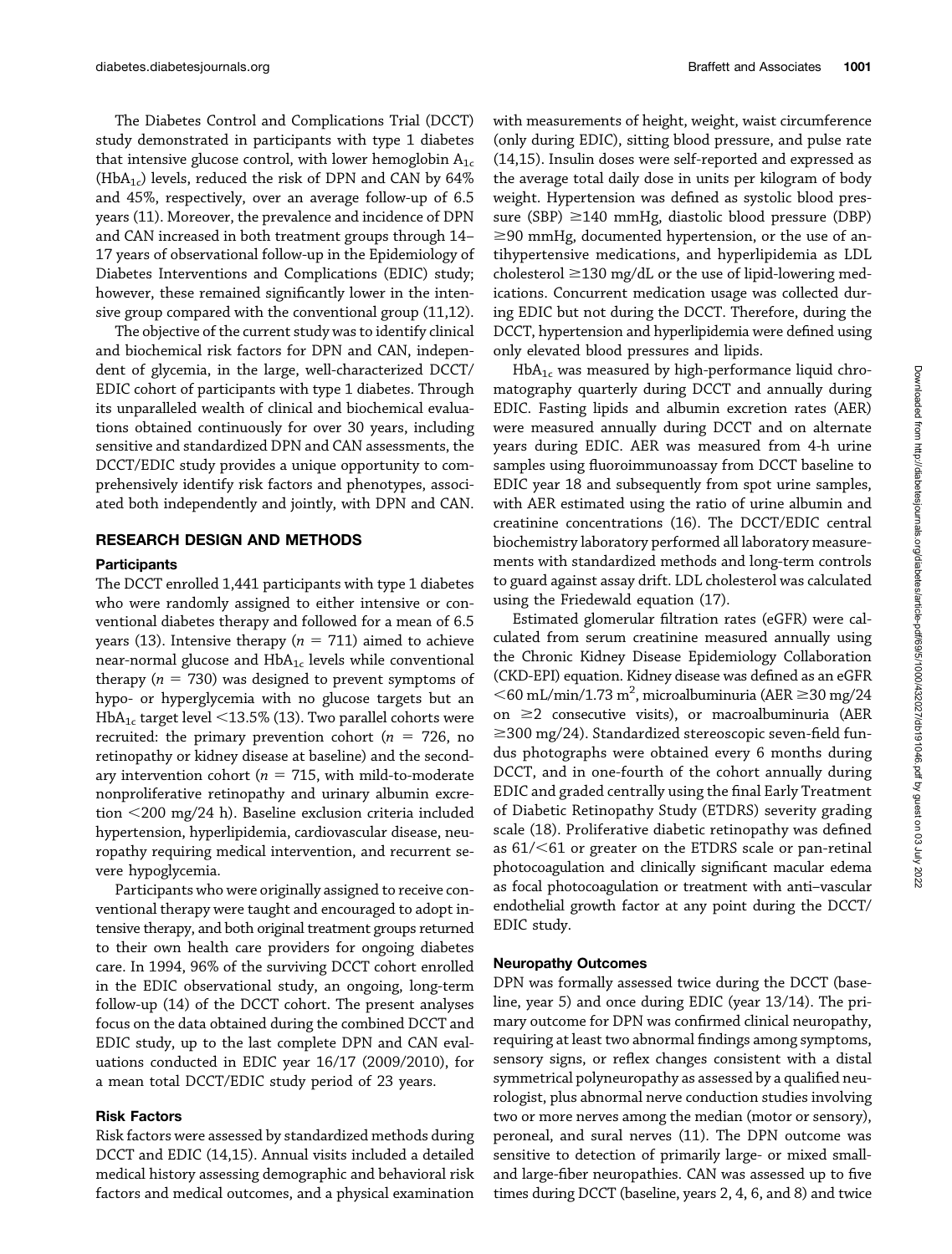The Diabetes Control and Complications Trial (DCCT) study demonstrated in participants with type 1 diabetes that intensive glucose control, with lower hemoglobin $A_{1c}$ ($HbA_{1c}$) levels, reduced the risk of DPN and CAN by 64% and 45%, respectively, over an average follow-up of 6.5 years (11). Moreover, the prevalence and incidence of DPN and CAN increased in both treatment groups through 14–17 years of observational follow-up in the Epidemiology of Diabetes Interventions and Complications (EDIC) study; however, these remained significantly lower in the intensive group compared with the conventional group (11,12).

The objective of the current study was to identify clinical and biochemical risk factors for DPN and CAN, independent of glycemia, in the large, well-characterized DCCT/EDIC cohort of participants with type 1 diabetes. Through its unparalleled wealth of clinical and biochemical evaluations obtained continuously for over 30 years, including sensitive and standardized DPN and CAN assessments, the DCCT/EDIC study provides a unique opportunity to comprehensively identify risk factors and phenotypes, associated both independently and jointly, with DPN and CAN.

## RESEARCH DESIGN AND METHODS

### Participants

The DCCT enrolled 1,441 participants with type 1 diabetes who were randomly assigned to either intensive or conventional diabetes therapy and followed for a mean of 6.5 years (13). Intensive therapy ($n = 711$) aimed to achieve near-normal glucose and $HbA_{1c}$ levels while conventional therapy ($n = 730$) was designed to prevent symptoms of hypo- or hyperglycemia with no glucose targets but an $HbA_{1c}$ target level <13.5% (13). Two parallel cohorts were recruited: the primary prevention cohort ($n = 726$, no retinopathy or kidney disease at baseline) and the secondary intervention cohort ($n = 715$, with mild-to-moderate nonproliferative retinopathy and urinary albumin excretion <200 mg/24 h). Baseline exclusion criteria included hypertension, hyperlipidemia, cardiovascular disease, neuropathy requiring medical intervention, and recurrent severe hypoglycemia.

Participants who were originally assigned to receive conventional therapy were taught and encouraged to adopt intensive therapy, and both original treatment groups returned to their own health care providers for ongoing diabetes care. In 1994, 96% of the surviving DCCT cohort enrolled in the EDIC observational study, an ongoing, long-term follow-up (14) of the DCCT cohort. The present analyses focus on the data obtained during the combined DCCT and EDIC study, up to the last complete DPN and CAN evaluations conducted in EDIC year 16/17 (2009/2010), for a mean total DCCT/EDIC study period of 23 years.

### Risk Factors

Risk factors were assessed by standardized methods during DCCT and EDIC (14,15). Annual visits included a detailed medical history assessing demographic and behavioral risk factors and medical outcomes, and a physical examination with measurements of height, weight, waist circumference (only during EDIC), sitting blood pressure, and pulse rate (14,15). Insulin doses were self-reported and expressed as the average total daily dose in units per kilogram of body weight. Hypertension was defined as systolic blood pressure (SBP) ≥140 mmHg, diastolic blood pressure (DBP) ≥90 mmHg, documented hypertension, or the use of antihypertensive medications, and hyperlipidemia as LDL cholesterol ≥130 mg/dL or the use of lipid-lowering medications. Concurrent medication usage was collected during EDIC but not during the DCCT. Therefore, during the DCCT, hypertension and hyperlipidemia were defined using only elevated blood pressures and lipids.

$HbA_{1c}$ was measured by high-performance liquid chromatography quarterly during DCCT and annually during EDIC. Fasting lipids and albumin excretion rates (AER) were measured annually during DCCT and on alternate years during EDIC. AER was measured from 4-h urine samples using fluoroimmunoassay from DCCT baseline to EDIC year 18 and subsequently from spot urine samples, with AER estimated using the ratio of urine albumin and creatinine concentrations (16). The DCCT/EDIC central biochemistry laboratory performed all laboratory measurements with standardized methods and long-term controls to guard against assay drift. LDL cholesterol was calculated using the Friedewald equation (17).

Estimated glomerular filtration rates (eGFR) were calculated from serum creatinine measured annually using the Chronic Kidney Disease Epidemiology Collaboration (CKD-EPI) equation. Kidney disease was defined as an eGFR <60 mL/min/1.73 $m^2$, microalbuminuria (AER ≥30 mg/24 on ≥2 consecutive visits), or macroalbuminuria (AER ≥300 mg/24). Standardized stereoscopic seven-field fundus photographs were obtained every 6 months during DCCT, and in one-fourth of the cohort annually during EDIC and graded centrally using the final Early Treatment of Diabetic Retinopathy Study (ETDRS) severity grading scale (18). Proliferative diabetic retinopathy was defined as 61/<61 or greater on the ETDRS scale or pan-retinal photocoagulation and clinically significant macular edema as focal photocoagulation or treatment with anti–vascular endothelial growth factor at any point during the DCCT/EDIC study.

### Neuropathy Outcomes

DPN was formally assessed twice during the DCCT (baseline, year 5) and once during EDIC (year 13/14). The primary outcome for DPN was confirmed clinical neuropathy, requiring at least two abnormal findings among symptoms, sensory signs, or reflex changes consistent with a distal symmetrical polyneuropathy as assessed by a qualified neurologist, plus abnormal nerve conduction studies involving two or more nerves among the median (motor or sensory), peroneal, and sural nerves (11). The DPN outcome was sensitive to detection of primarily large- or mixed small- and large-fiber neuropathies. CAN was assessed up to five times during DCCT (baseline, years 2, 4, 6, and 8) and twice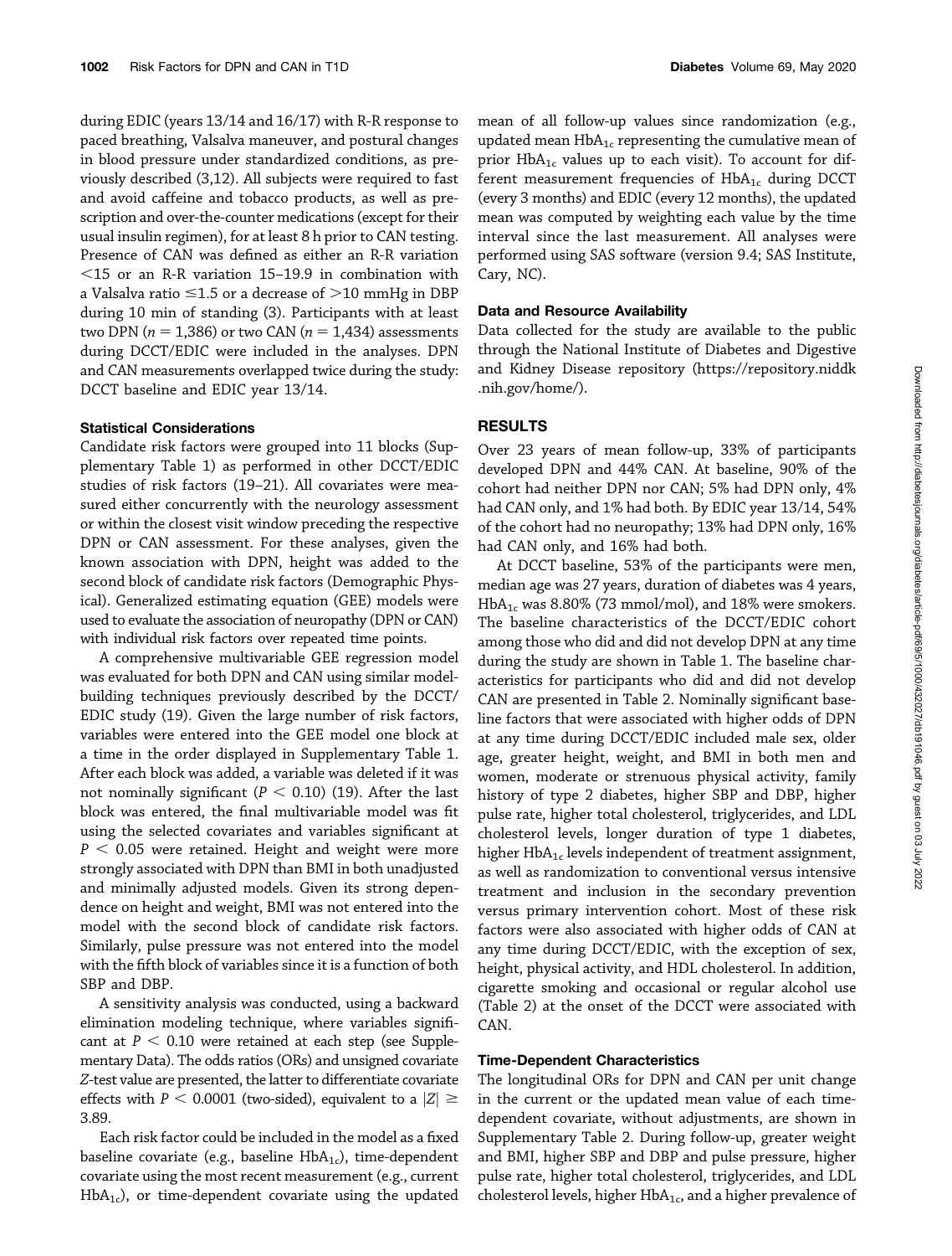during EDIC (years 13/14 and 16/17) with R-R response to paced breathing, Valsalva maneuver, and postural changes in blood pressure under standardized conditions, as previously described (3,12). All subjects were required to fast and avoid caffeine and tobacco products, as well as prescription and over-the-counter medications (except for their usual insulin regimen), for at least 8 h prior to CAN testing. Presence of CAN was defined as either an R-R variation $<$15 or an R-R variation 15–19.9 in combination with a Valsalva ratio $\leq$1.5 or a decrease of $>$10 mmHg in DBP during 10 min of standing (3). Participants with at least two DPN ($n$ = 1,386) or two CAN ($n$ = 1,434) assessments during DCCT/EDIC were included in the analyses. DPN and CAN measurements overlapped twice during the study: DCCT baseline and EDIC year 13/14.

### Statistical Considerations

Candidate risk factors were grouped into 11 blocks (Supplementary Table 1) as performed in other DCCT/EDIC studies of risk factors (19–21). All covariates were measured either concurrently with the neurology assessment or within the closest visit window preceding the respective DPN or CAN assessment. For these analyses, given the known association with DPN, height was added to the second block of candidate risk factors (Demographic Physical). Generalized estimating equation (GEE) models were used to evaluate the association of neuropathy (DPN or CAN) with individual risk factors over repeated time points.

A comprehensive multivariable GEE regression model was evaluated for both DPN and CAN using similar model-building techniques previously described by the DCCT/EDIC study (19). Given the large number of risk factors, variables were entered into the GEE model one block at a time in the order displayed in Supplementary Table 1. After each block was added, a variable was deleted if it was not nominally significant ($P$ < 0.10) (19). After the last block was entered, the final multivariable model was fit using the selected covariates and variables significant at $P$ < 0.05 were retained. Height and weight were more strongly associated with DPN than BMI in both unadjusted and minimally adjusted models. Given its strong dependence on height and weight, BMI was not entered into the model with the second block of candidate risk factors. Similarly, pulse pressure was not entered into the model with the fifth block of variables since it is a function of both SBP and DBP.

A sensitivity analysis was conducted, using a backward elimination modeling technique, where variables significant at $P$ < 0.10 were retained at each step (see Supplementary Data). The odds ratios (ORs) and unsigned covariate $Z$-test value are presented, the latter to differentiate covariate effects with $P$ < 0.0001 (two-sided), equivalent to a $|Z| \geq 3.89$.

Each risk factor could be included in the model as a fixed baseline covariate (e.g., baseline $HbA_{1c}$), time-dependent covariate using the most recent measurement (e.g., current $HbA_{1c}$), or time-dependent covariate using the updated mean of all follow-up values since randomization (e.g., updated mean $HbA_{1c}$ representing the cumulative mean of prior $HbA_{1c}$ values up to each visit). To account for different measurement frequencies of $HbA_{1c}$ during DCCT (every 3 months) and EDIC (every 12 months), the updated mean was computed by weighting each value by the time interval since the last measurement. All analyses were performed using SAS software (version 9.4; SAS Institute, Cary, NC).

### Data and Resource Availability

Data collected for the study are available to the public through the National Institute of Diabetes and Digestive and Kidney Disease repository (https://repository.niddk.nih.gov/home/).

## RESULTS

Over 23 years of mean follow-up, 33% of participants developed DPN and 44% CAN. At baseline, 90% of the cohort had neither DPN nor CAN; 5% had DPN only, 4% had CAN only, and 1% had both. By EDIC year 13/14, 54% of the cohort had no neuropathy; 13% had DPN only, 16% had CAN only, and 16% had both.

At DCCT baseline, 53% of the participants were men, median age was 27 years, duration of diabetes was 4 years, $HbA_{1c}$ was 8.80% (73 mmol/mol), and 18% were smokers. The baseline characteristics of the DCCT/EDIC cohort among those who did and did not develop DPN at any time during the study are shown in Table 1. The baseline characteristics for participants who did and did not develop CAN are presented in Table 2. Nominally significant baseline factors that were associated with higher odds of DPN at any time during DCCT/EDIC included male sex, older age, greater height, weight, and BMI in both men and women, moderate or strenuous physical activity, family history of type 2 diabetes, higher SBP and DBP, higher pulse rate, higher total cholesterol, triglycerides, and LDL cholesterol levels, longer duration of type 1 diabetes, higher $HbA_{1c}$ levels independent of treatment assignment, as well as randomization to conventional versus intensive treatment and inclusion in the secondary prevention versus primary intervention cohort. Most of these risk factors were also associated with higher odds of CAN at any time during DCCT/EDIC, with the exception of sex, height, physical activity, and HDL cholesterol. In addition, cigarette smoking and occasional or regular alcohol use (Table 2) at the onset of the DCCT were associated with CAN.

### Time-Dependent Characteristics

The longitudinal ORs for DPN and CAN per unit change in the current or the updated mean value of each time-dependent covariate, without adjustments, are shown in Supplementary Table 2. During follow-up, greater weight and BMI, higher SBP and DBP and pulse pressure, higher pulse rate, higher total cholesterol, triglycerides, and LDL cholesterol levels, higher $HbA_{1c}$, and a higher prevalence of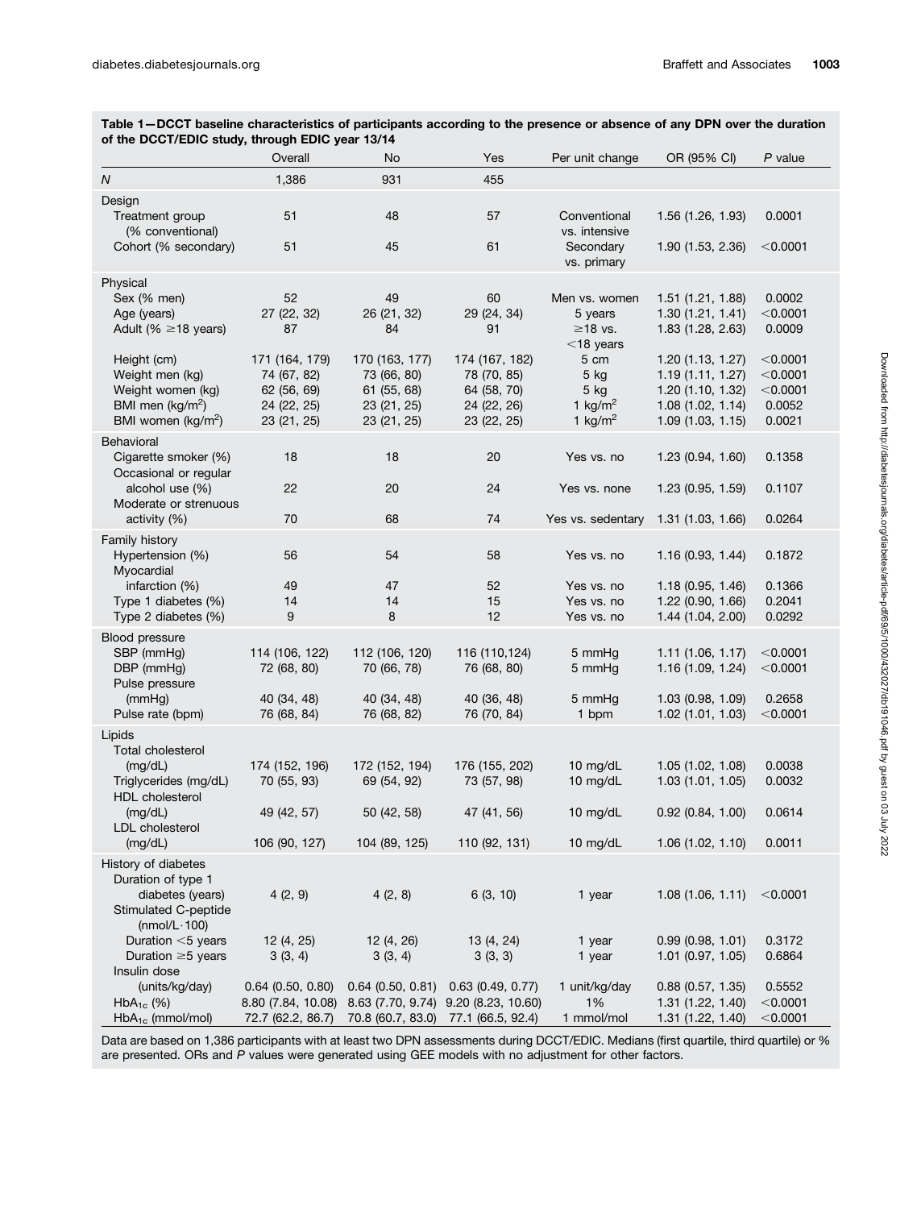**Table 1—DCCT baseline characteristics of participants according to the presence or absence of any DPN over the duration of the DCCT/EDIC study, through EDIC year 13/14**

| | Overall | No | Yes | Per unit change | OR (95% CI) | *P* value |
|---|---|---|---|---|---|---|
| *N* | 1,386 | 931 | 455 | | | |
| **Design** | | | | | | |
| Treatment group (% conventional) | 51 | 48 | 57 | Conventional vs. intensive | 1.56 (1.26, 1.93) | 0.0001 |
| Cohort (% secondary) | 51 | 45 | 61 | Secondary vs. primary | 1.90 (1.53, 2.36) | <0.0001 |
| **Physical** | | | | | | |
| Sex (% men) | 52 | 49 | 60 | Men vs. women | 1.51 (1.21, 1.88) | 0.0002 |
| Age (years) | 27 (22, 32) | 26 (21, 32) | 29 (24, 34) | 5 years | 1.30 (1.21, 1.41) | <0.0001 |
| Adult (% ≥18 years) | 87 | 84 | 91 | ≥18 vs. <18 years | 1.83 (1.28, 2.63) | 0.0009 |
| Height (cm) | 171 (164, 179) | 170 (163, 177) | 174 (167, 182) | 5 cm | 1.20 (1.13, 1.27) | <0.0001 |
| Weight men (kg) | 74 (67, 82) | 73 (66, 80) | 78 (70, 85) | 5 kg | 1.19 (1.11, 1.27) | <0.0001 |
| Weight women (kg) | 62 (56, 69) | 61 (55, 68) | 64 (58, 70) | 5 kg | 1.20 (1.10, 1.32) | <0.0001 |
| BMI men (kg/m$^2$) | 24 (22, 25) | 23 (21, 25) | 24 (22, 26) | 1 kg/m$^2$ | 1.08 (1.02, 1.14) | 0.0052 |
| BMI women (kg/m$^2$) | 23 (21, 25) | 23 (21, 25) | 23 (22, 25) | 1 kg/m$^2$ | 1.09 (1.03, 1.15) | 0.0021 |
| **Behavioral** | | | | | | |
| Cigarette smoker (%) | 18 | 18 | 20 | Yes vs. no | 1.23 (0.94, 1.60) | 0.1358 |
| Occasional or regular alcohol use (%) | 22 | 20 | 24 | Yes vs. none | 1.23 (0.95, 1.59) | 0.1107 |
| Moderate or strenuous activity (%) | 70 | 68 | 74 | Yes vs. sedentary | 1.31 (1.03, 1.66) | 0.0264 |
| **Family history** | | | | | | |
| Hypertension (%) | 56 | 54 | 58 | Yes vs. no | 1.16 (0.93, 1.44) | 0.1872 |
| Myocardial infarction (%) | 49 | 47 | 52 | Yes vs. no | 1.18 (0.95, 1.46) | 0.1366 |
| Type 1 diabetes (%) | 14 | 14 | 15 | Yes vs. no | 1.22 (0.90, 1.66) | 0.2041 |
| Type 2 diabetes (%) | 9 | 8 | 12 | Yes vs. no | 1.44 (1.04, 2.00) | 0.0292 |
| **Blood pressure** | | | | | | |
| SBP (mmHg) | 114 (106, 122) | 112 (106, 120) | 116 (110,124) | 5 mmHg | 1.11 (1.06, 1.17) | <0.0001 |
| DBP (mmHg) | 72 (68, 80) | 70 (66, 78) | 76 (68, 80) | 5 mmHg | 1.16 (1.09, 1.24) | <0.0001 |
| Pulse pressure (mmHg) | 40 (34, 48) | 40 (34, 48) | 40 (36, 48) | 5 mmHg | 1.03 (0.98, 1.09) | 0.2658 |
| Pulse rate (bpm) | 76 (68, 84) | 76 (68, 82) | 76 (70, 84) | 1 bpm | 1.02 (1.01, 1.03) | <0.0001 |
| **Lipids** | | | | | | |
| Total cholesterol (mg/dL) | 174 (152, 196) | 172 (152, 194) | 176 (155, 202) | 10 mg/dL | 1.05 (1.02, 1.08) | 0.0038 |
| Triglycerides (mg/dL) | 70 (55, 93) | 69 (54, 92) | 73 (57, 98) | 10 mg/dL | 1.03 (1.01, 1.05) | 0.0032 |
| HDL cholesterol (mg/dL) | 49 (42, 57) | 50 (42, 58) | 47 (41, 56) | 10 mg/dL | 0.92 (0.84, 1.00) | 0.0614 |
| LDL cholesterol (mg/dL) | 106 (90, 127) | 104 (89, 125) | 110 (92, 131) | 10 mg/dL | 1.06 (1.02, 1.10) | 0.0011 |
| **History of diabetes** | | | | | | |
| Duration of type 1 diabetes (years) | 4 (2, 9) | 4 (2, 8) | 6 (3, 10) | 1 year | 1.08 (1.06, 1.11) | <0.0001 |
| Stimulated C-peptide (nmol/L·100) | | | | | | |
| Duration <5 years | 12 (4, 25) | 12 (4, 26) | 13 (4, 24) | 1 year | 0.99 (0.98, 1.01) | 0.3172 |
| Duration ≥5 years | 3 (3, 4) | 3 (3, 4) | 3 (3, 3) | 1 year | 1.01 (0.97, 1.05) | 0.6864 |
| Insulin dose (units/kg/day) | 0.64 (0.50, 0.80) | 0.64 (0.50, 0.81) | 0.63 (0.49, 0.77) | 1 unit/kg/day | 0.88 (0.57, 1.35) | 0.5552 |
| $HbA_{1c}$ (%) | 8.80 (7.84, 10.08) | 8.63 (7.70, 9.74) | 9.20 (8.23, 10.60) | 1% | 1.31 (1.22, 1.40) | <0.0001 |
| $HbA_{1c}$ (mmol/mol) | 72.7 (62.2, 86.7) | 70.8 (60.7, 83.0) | 77.1 (66.5, 92.4) | 1 mmol/mol | 1.31 (1.22, 1.40) | <0.0001 |

Data are based on 1,386 participants with at least two DPN assessments during DCCT/EDIC. Medians (first quartile, third quartile) or % are presented. ORs and *P* values were generated using GEE models with no adjustment for other factors.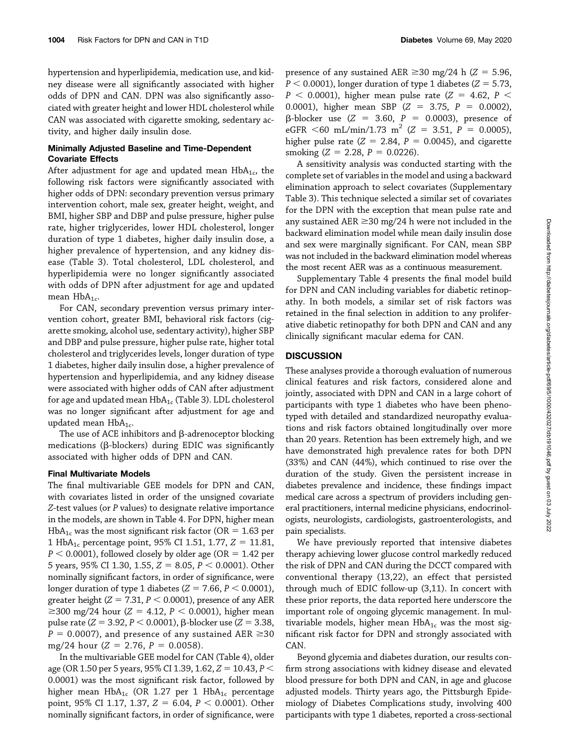hypertension and hyperlipidemia, medication use, and kidney disease were all significantly associated with higher odds of DPN and CAN. DPN was also significantly associated with greater height and lower HDL cholesterol while CAN was associated with cigarette smoking, sedentary activity, and higher daily insulin dose.

### Minimally Adjusted Baseline and Time-Dependent Covariate Effects

After adjustment for age and updated mean $HbA_{1c}$, the following risk factors were significantly associated with higher odds of DPN: secondary prevention versus primary intervention cohort, male sex, greater height, weight, and BMI, higher SBP and DBP and pulse pressure, higher pulse rate, higher triglycerides, lower HDL cholesterol, longer duration of type 1 diabetes, higher daily insulin dose, a higher prevalence of hypertension, and any kidney disease (Table 3). Total cholesterol, LDL cholesterol, and hyperlipidemia were no longer significantly associated with odds of DPN after adjustment for age and updated mean $HbA_{1c}$.

For CAN, secondary prevention versus primary intervention cohort, greater BMI, behavioral risk factors (cigarette smoking, alcohol use, sedentary activity), higher SBP and DBP and pulse pressure, higher pulse rate, higher total cholesterol and triglycerides levels, longer duration of type 1 diabetes, higher daily insulin dose, a higher prevalence of hypertension and hyperlipidemia, and any kidney disease were associated with higher odds of CAN after adjustment for age and updated mean $HbA_{1c}$ (Table 3). LDL cholesterol was no longer significant after adjustment for age and updated mean $HbA_{1c}$.

The use of ACE inhibitors and β-adrenoceptor blocking medications (β-blockers) during EDIC was significantly associated with higher odds of DPN and CAN.

### Final Multivariate Models

The final multivariable GEE models for DPN and CAN, with covariates listed in order of the unsigned covariate $Z$-test values (or $P$ values) to designate relative importance in the models, are shown in Table 4. For DPN, higher mean $HbA_{1c}$ was the most significant risk factor (OR = 1.63 per 1 $HbA_{1c}$ percentage point, 95% CI 1.51, 1.77, $Z = 11.81$, $P < 0.0001$), followed closely by older age (OR = 1.42 per 5 years, 95% CI 1.30, 1.55, $Z = 8.05$, $P < 0.0001$). Other nominally significant factors, in order of significance, were longer duration of type 1 diabetes ($Z = 7.66$, $P < 0.0001$), greater height ($Z = 7.31$, $P < 0.0001$), presence of any AER ≥300 mg/24 hour ($Z = 4.12$, $P < 0.0001$), higher mean pulse rate ($Z = 3.92$, $P < 0.0001$), β-blocker use ($Z = 3.38$, $P = 0.0007$), and presence of any sustained AER ≥30 mg/24 hour ($Z = 2.76$, $P = 0.0058$).

In the multivariable GEE model for CAN (Table 4), older age (OR 1.50 per 5 years, 95% CI 1.39, 1.62, $Z = 10.43$, $P < 0.0001$) was the most significant risk factor, followed by higher mean $HbA_{1c}$ (OR 1.27 per 1 $HbA_{1c}$ percentage point, 95% CI 1.17, 1.37, $Z = 6.04$, $P < 0.0001$). Other nominally significant factors, in order of significance, were presence of any sustained AER ≥30 mg/24 h ($Z = 5.96$, $P < 0.0001$), longer duration of type 1 diabetes ($Z = 5.73$, $P < 0.0001$), higher mean pulse rate ($Z = 4.62$, $P < 0.0001$), higher mean SBP ($Z = 3.75$, $P = 0.0002$), β-blocker use ($Z = 3.60$, $P = 0.0003$), presence of eGFR <60 mL/min/1.73 $m^2$ ($Z = 3.51$, $P = 0.0005$), higher pulse rate ($Z = 2.84$, $P = 0.0045$), and cigarette smoking ($Z = 2.28$, $P = 0.0226$).

A sensitivity analysis was conducted starting with the complete set of variables in the model and using a backward elimination approach to select covariates (Supplementary Table 3). This technique selected a similar set of covariates for the DPN with the exception that mean pulse rate and any sustained AER ≥30 mg/24 h were not included in the backward elimination model while mean daily insulin dose and sex were marginally significant. For CAN, mean SBP was not included in the backward elimination model whereas the most recent AER was as a continuous measurement.

Supplementary Table 4 presents the final model build for DPN and CAN including variables for diabetic retinopathy. In both models, a similar set of risk factors was retained in the final selection in addition to any proliferative diabetic retinopathy for both DPN and CAN and any clinically significant macular edema for CAN.

## DISCUSSION

These analyses provide a thorough evaluation of numerous clinical features and risk factors, considered alone and jointly, associated with DPN and CAN in a large cohort of participants with type 1 diabetes who have been phenotyped with detailed and standardized neuropathy evaluations and risk factors obtained longitudinally over more than 20 years. Retention has been extremely high, and we have demonstrated high prevalence rates for both DPN (33%) and CAN (44%), which continued to rise over the duration of the study. Given the persistent increase in diabetes prevalence and incidence, these findings impact medical care across a spectrum of providers including general practitioners, internal medicine physicians, endocrinologists, neurologists, cardiologists, gastroenterologists, and pain specialists.

We have previously reported that intensive diabetes therapy achieving lower glucose control markedly reduced the risk of DPN and CAN during the DCCT compared with conventional therapy (13,22), an effect that persisted through much of EDIC follow-up (3,11). In concert with these prior reports, the data reported here underscore the important role of ongoing glycemic management. In multivariable models, higher mean $HbA_{1c}$ was the most significant risk factor for DPN and strongly associated with CAN.

Beyond glycemia and diabetes duration, our results confirm strong associations with kidney disease and elevated blood pressure for both DPN and CAN, in age and glucose adjusted models. Thirty years ago, the Pittsburgh Epidemiology of Diabetes Complications study, involving 400 participants with type 1 diabetes, reported a cross-sectional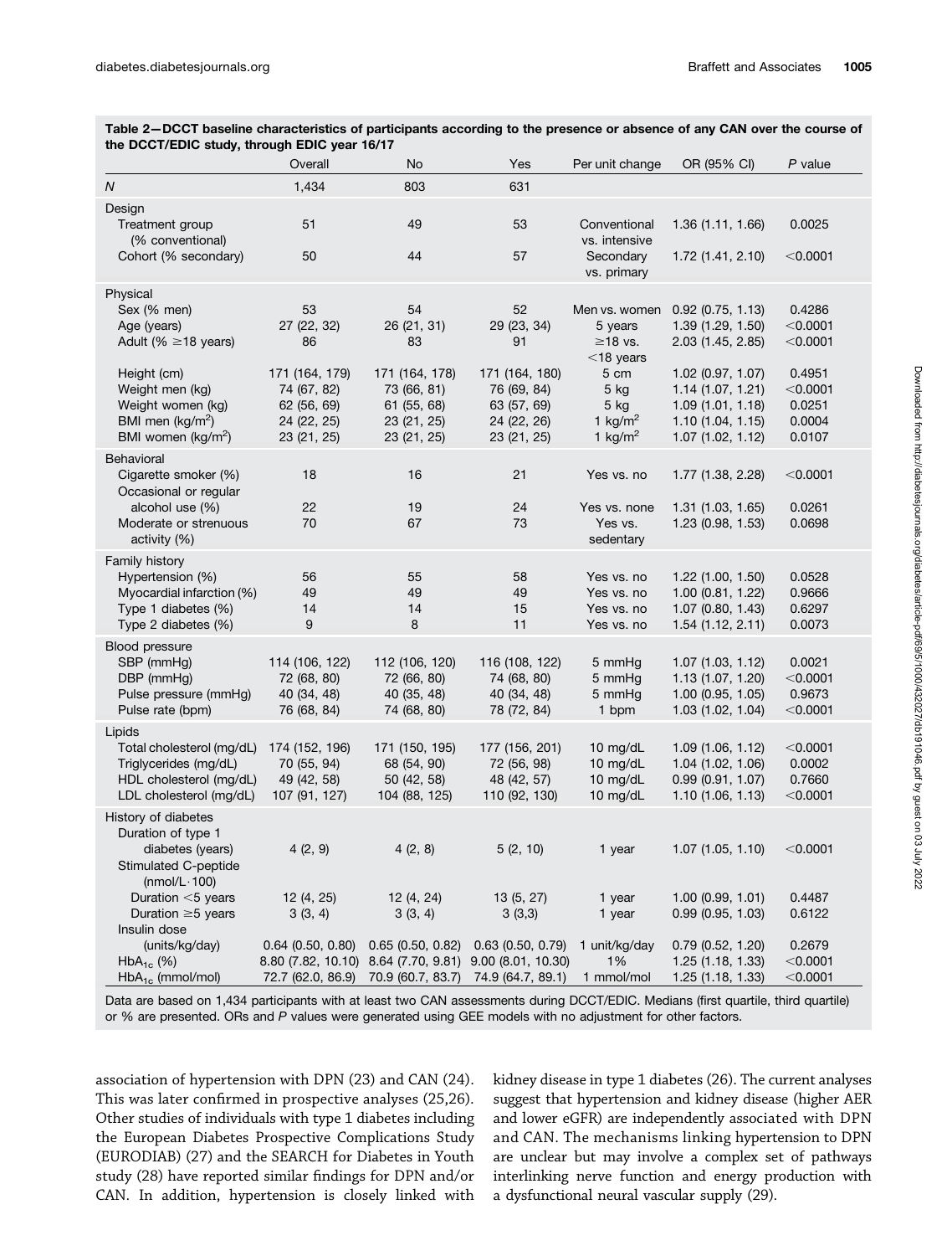**Table 2—DCCT baseline characteristics of participants according to the presence or absence of any CAN over the course of the DCCT/EDIC study, through EDIC year 16/17**

| | Overall | No | Yes | Per unit change | OR (95% CI) | $P$ value |
|---|---|---|---|---|---|---|
| $N$ | 1,434 | 803 | 631 | | | |
| **Design** | | | | | | |
| Treatment group (% conventional) | 51 | 49 | 53 | Conventional vs. intensive | 1.36 (1.11, 1.66) | 0.0025 |
| Cohort (% secondary) | 50 | 44 | 57 | Secondary vs. primary | 1.72 (1.41, 2.10) | <0.0001 |
| **Physical** | | | | | | |
| Sex (% men) | 53 | 54 | 52 | Men vs. women | 0.92 (0.75, 1.13) | 0.4286 |
| Age (years) | 27 (22, 32) | 26 (21, 31) | 29 (23, 34) | 5 years | 1.39 (1.29, 1.50) | <0.0001 |
| Adult (% ≥18 years) | 86 | 83 | 91 | ≥18 vs. <18 years | 2.03 (1.45, 2.85) | <0.0001 |
| Height (cm) | 171 (164, 179) | 171 (164, 178) | 171 (164, 180) | 5 cm | 1.02 (0.97, 1.07) | 0.4951 |
| Weight men (kg) | 74 (67, 82) | 73 (66, 81) | 76 (69, 84) | 5 kg | 1.14 (1.07, 1.21) | <0.0001 |
| Weight women (kg) | 62 (56, 69) | 61 (55, 68) | 63 (57, 69) | 5 kg | 1.09 (1.01, 1.18) | 0.0251 |
| BMI men (kg/m$^2$) | 24 (22, 25) | 23 (21, 25) | 24 (22, 26) | 1 kg/m$^2$ | 1.10 (1.04, 1.15) | 0.0004 |
| BMI women (kg/m$^2$) | 23 (21, 25) | 23 (21, 25) | 23 (21, 25) | 1 kg/m$^2$ | 1.07 (1.02, 1.12) | 0.0107 |
| **Behavioral** | | | | | | |
| Cigarette smoker (%) | 18 | 16 | 21 | Yes vs. no | 1.77 (1.38, 2.28) | <0.0001 |
| Occasional or regular alcohol use (%) | 22 | 19 | 24 | Yes vs. none | 1.31 (1.03, 1.65) | 0.0261 |
| Moderate or strenuous activity (%) | 70 | 67 | 73 | Yes vs. sedentary | 1.23 (0.98, 1.53) | 0.0698 |
| **Family history** | | | | | | |
| Hypertension (%) | 56 | 55 | 58 | Yes vs. no | 1.22 (1.00, 1.50) | 0.0528 |
| Myocardial infarction (%) | 49 | 49 | 49 | Yes vs. no | 1.00 (0.81, 1.22) | 0.9666 |
| Type 1 diabetes (%) | 14 | 14 | 15 | Yes vs. no | 1.07 (0.80, 1.43) | 0.6297 |
| Type 2 diabetes (%) | 9 | 8 | 11 | Yes vs. no | 1.54 (1.12, 2.11) | 0.0073 |
| **Blood pressure** | | | | | | |
| SBP (mmHg) | 114 (106, 122) | 112 (106, 120) | 116 (108, 122) | 5 mmHg | 1.07 (1.03, 1.12) | 0.0021 |
| DBP (mmHg) | 72 (68, 80) | 72 (66, 80) | 74 (68, 80) | 5 mmHg | 1.13 (1.07, 1.20) | <0.0001 |
| Pulse pressure (mmHg) | 40 (34, 48) | 40 (35, 48) | 40 (34, 48) | 5 mmHg | 1.00 (0.95, 1.05) | 0.9673 |
| Pulse rate (bpm) | 76 (68, 84) | 74 (68, 80) | 78 (72, 84) | 1 bpm | 1.03 (1.02, 1.04) | <0.0001 |
| **Lipids** | | | | | | |
| Total cholesterol (mg/dL) | 174 (152, 196) | 171 (150, 195) | 177 (156, 201) | 10 mg/dL | 1.09 (1.06, 1.12) | <0.0001 |
| Triglycerides (mg/dL) | 70 (55, 94) | 68 (54, 90) | 72 (56, 98) | 10 mg/dL | 1.04 (1.02, 1.06) | 0.0002 |
| HDL cholesterol (mg/dL) | 49 (42, 58) | 50 (42, 58) | 48 (42, 57) | 10 mg/dL | 0.99 (0.91, 1.07) | 0.7660 |
| LDL cholesterol (mg/dL) | 107 (91, 127) | 104 (88, 125) | 110 (92, 130) | 10 mg/dL | 1.10 (1.06, 1.13) | <0.0001 |
| **History of diabetes** | | | | | | |
| Duration of type 1 diabetes (years) | 4 (2, 9) | 4 (2, 8) | 5 (2, 10) | 1 year | 1.07 (1.05, 1.10) | <0.0001 |
| Stimulated C-peptide (nmol/L·100) | | | | | | |
| Duration <5 years | 12 (4, 25) | 12 (4, 24) | 13 (5, 27) | 1 year | 1.00 (0.99, 1.01) | 0.4487 |
| Duration ≥5 years | 3 (3, 4) | 3 (3, 4) | 3 (3,3) | 1 year | 0.99 (0.95, 1.03) | 0.6122 |
| Insulin dose (units/kg/day) | 0.64 (0.50, 0.80) | 0.65 (0.50, 0.82) | 0.63 (0.50, 0.79) | 1 unit/kg/day | 0.79 (0.52, 1.20) | 0.2679 |
| HbA$_{1c}$ (%) | 8.80 (7.82, 10.10) | 8.64 (7.70, 9.81) | 9.00 (8.01, 10.30) | 1% | 1.25 (1.18, 1.33) | <0.0001 |
| HbA$_{1c}$ (mmol/mol) | 72.7 (62.0, 86.9) | 70.9 (60.7, 83.7) | 74.9 (64.7, 89.1) | 1 mmol/mol | 1.25 (1.18, 1.33) | <0.0001 |

Data are based on 1,434 participants with at least two CAN assessments during DCCT/EDIC. Medians (first quartile, third quartile) or % are presented. ORs and $P$ values were generated using GEE models with no adjustment for other factors.

association of hypertension with DPN (23) and CAN (24). This was later confirmed in prospective analyses (25,26). Other studies of individuals with type 1 diabetes including the European Diabetes Prospective Complications Study (EURODIAB) (27) and the SEARCH for Diabetes in Youth study (28) have reported similar findings for DPN and/or CAN. In addition, hypertension is closely linked with kidney disease in type 1 diabetes (26). The current analyses suggest that hypertension and kidney disease (higher AER and lower eGFR) are independently associated with DPN and CAN. The mechanisms linking hypertension to DPN are unclear but may involve a complex set of pathways interlinking nerve function and energy production with a dysfunctional neural vascular supply (29).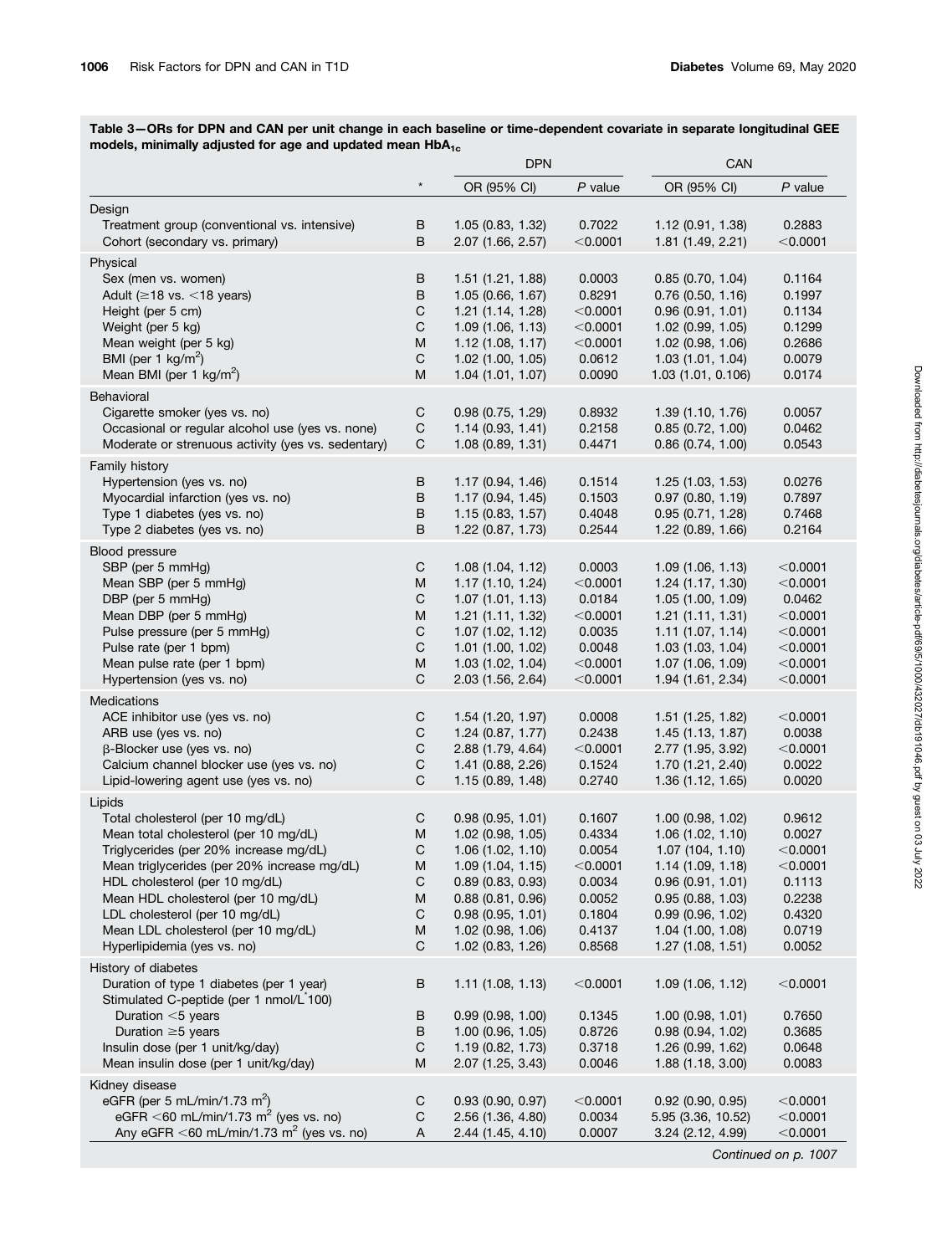**Table 3—ORs for DPN and CAN per unit change in each baseline or time-dependent covariate in separate longitudinal GEE models, minimally adjusted for age and updated mean $HbA_{1c}$**

| | * | DPN | | CAN | |
|---|---|---|---|---|---|
| | | OR (95% CI) | *P* value | OR (95% CI) | *P* value |
| **Design** | | | | | |
| Treatment group (conventional vs. intensive) | B | 1.05 (0.83, 1.32) | 0.7022 | 1.12 (0.91, 1.38) | 0.2883 |
| Cohort (secondary vs. primary) | B | 2.07 (1.66, 2.57) | <0.0001 | 1.81 (1.49, 2.21) | <0.0001 |
| **Physical** | | | | | |
| Sex (men vs. women) | B | 1.51 (1.21, 1.88) | 0.0003 | 0.85 (0.70, 1.04) | 0.1164 |
| Adult (≥18 vs. <18 years) | B | 1.05 (0.66, 1.67) | 0.8291 | 0.76 (0.50, 1.16) | 0.1997 |
| Height (per 5 cm) | C | 1.21 (1.14, 1.28) | <0.0001 | 0.96 (0.91, 1.01) | 0.1134 |
| Weight (per 5 kg) | C | 1.09 (1.06, 1.13) | <0.0001 | 1.02 (0.99, 1.05) | 0.1299 |
| Mean weight (per 5 kg) | M | 1.12 (1.08, 1.17) | <0.0001 | 1.02 (0.98, 1.06) | 0.2686 |
| BMI (per 1 $kg/m^2$) | C | 1.02 (1.00, 1.05) | 0.0612 | 1.03 (1.01, 1.04) | 0.0079 |
| Mean BMI (per 1 $kg/m^2$) | M | 1.04 (1.01, 1.07) | 0.0090 | 1.03 (1.01, 0.106) | 0.0174 |
| **Behavioral** | | | | | |
| Cigarette smoker (yes vs. no) | C | 0.98 (0.75, 1.29) | 0.8932 | 1.39 (1.10, 1.76) | 0.0057 |
| Occasional or regular alcohol use (yes vs. none) | C | 1.14 (0.93, 1.41) | 0.2158 | 0.85 (0.72, 1.00) | 0.0462 |
| Moderate or strenuous activity (yes vs. sedentary) | C | 1.08 (0.89, 1.31) | 0.4471 | 0.86 (0.74, 1.00) | 0.0543 |
| **Family history** | | | | | |
| Hypertension (yes vs. no) | B | 1.17 (0.94, 1.46) | 0.1514 | 1.25 (1.03, 1.53) | 0.0276 |
| Myocardial infarction (yes vs. no) | B | 1.17 (0.94, 1.45) | 0.1503 | 0.97 (0.80, 1.19) | 0.7897 |
| Type 1 diabetes (yes vs. no) | B | 1.15 (0.83, 1.57) | 0.4048 | 0.95 (0.71, 1.28) | 0.7468 |
| Type 2 diabetes (yes vs. no) | B | 1.22 (0.87, 1.73) | 0.2544 | 1.22 (0.89, 1.66) | 0.2164 |
| **Blood pressure** | | | | | |
| SBP (per 5 mmHg) | C | 1.08 (1.04, 1.12) | 0.0003 | 1.09 (1.06, 1.13) | <0.0001 |
| Mean SBP (per 5 mmHg) | M | 1.17 (1.10, 1.24) | <0.0001 | 1.24 (1.17, 1.30) | <0.0001 |
| DBP (per 5 mmHg) | C | 1.07 (1.01, 1.13) | 0.0184 | 1.05 (1.00, 1.09) | 0.0462 |
| Mean DBP (per 5 mmHg) | M | 1.21 (1.11, 1.32) | <0.0001 | 1.21 (1.11, 1.31) | <0.0001 |
| Pulse pressure (per 5 mmHg) | C | 1.07 (1.02, 1.12) | 0.0035 | 1.11 (1.07, 1.14) | <0.0001 |
| Pulse rate (per 1 bpm) | C | 1.01 (1.00, 1.02) | 0.0048 | 1.03 (1.03, 1.04) | <0.0001 |
| Mean pulse rate (per 1 bpm) | M | 1.03 (1.02, 1.04) | <0.0001 | 1.07 (1.06, 1.09) | <0.0001 |
| Hypertension (yes vs. no) | C | 2.03 (1.56, 2.64) | <0.0001 | 1.94 (1.61, 2.34) | <0.0001 |
| **Medications** | | | | | |
| ACE inhibitor use (yes vs. no) | C | 1.54 (1.20, 1.97) | 0.0008 | 1.51 (1.25, 1.82) | <0.0001 |
| ARB use (yes vs. no) | C | 1.24 (0.87, 1.77) | 0.2438 | 1.45 (1.13, 1.87) | 0.0038 |
| β-Blocker use (yes vs. no) | C | 2.88 (1.79, 4.64) | <0.0001 | 2.77 (1.95, 3.92) | <0.0001 |
| Calcium channel blocker use (yes vs. no) | C | 1.41 (0.88, 2.26) | 0.1524 | 1.70 (1.21, 2.40) | 0.0022 |
| Lipid-lowering agent use (yes vs. no) | C | 1.15 (0.89, 1.48) | 0.2740 | 1.36 (1.12, 1.65) | 0.0020 |
| **Lipids** | | | | | |
| Total cholesterol (per 10 mg/dL) | C | 0.98 (0.95, 1.01) | 0.1607 | 1.00 (0.98, 1.02) | 0.9612 |
| Mean total cholesterol (per 10 mg/dL) | M | 1.02 (0.98, 1.05) | 0.4334 | 1.06 (1.02, 1.10) | 0.0027 |
| Triglycerides (per 20% increase mg/dL) | C | 1.06 (1.02, 1.10) | 0.0054 | 1.07 (104, 1.10) | <0.0001 |
| Mean triglycerides (per 20% increase mg/dL) | M | 1.09 (1.04, 1.15) | <0.0001 | 1.14 (1.09, 1.18) | <0.0001 |
| HDL cholesterol (per 10 mg/dL) | C | 0.89 (0.83, 0.93) | 0.0034 | 0.96 (0.91, 1.01) | 0.1113 |
| Mean HDL cholesterol (per 10 mg/dL) | M | 0.88 (0.81, 0.96) | 0.0052 | 0.95 (0.88, 1.03) | 0.2238 |
| LDL cholesterol (per 10 mg/dL) | C | 0.98 (0.95, 1.01) | 0.1804 | 0.99 (0.96, 1.02) | 0.4320 |
| Mean LDL cholesterol (per 10 mg/dL) | M | 1.02 (0.98, 1.06) | 0.4137 | 1.04 (1.00, 1.08) | 0.0719 |
| Hyperlipidemia (yes vs. no) | C | 1.02 (0.83, 1.26) | 0.8568 | 1.27 (1.08, 1.51) | 0.0052 |
| **History of diabetes** | | | | | |
| Duration of type 1 diabetes (per 1 year) | B | 1.11 (1.08, 1.13) | <0.0001 | 1.09 (1.06, 1.12) | <0.0001 |
| Stimulated C-peptide (per 1 nmol/L*100) | | | | | |
| Duration <5 years | B | 0.99 (0.98, 1.00) | 0.1345 | 1.00 (0.98, 1.01) | 0.7650 |
| Duration ≥5 years | B | 1.00 (0.96, 1.05) | 0.8726 | 0.98 (0.94, 1.02) | 0.3685 |
| Insulin dose (per 1 unit/kg/day) | C | 1.19 (0.82, 1.73) | 0.3718 | 1.26 (0.99, 1.62) | 0.0648 |
| Mean insulin dose (per 1 unit/kg/day) | M | 2.07 (1.25, 3.43) | 0.0046 | 1.88 (1.18, 3.00) | 0.0083 |
| **Kidney disease** | | | | | |
| eGFR (per 5 mL/min/1.73 $m^2$) | C | 0.93 (0.90, 0.97) | <0.0001 | 0.92 (0.90, 0.95) | <0.0001 |
| eGFR <60 mL/min/1.73 $m^2$ (yes vs. no) | C | 2.56 (1.36, 4.80) | 0.0034 | 5.95 (3.36, 10.52) | <0.0001 |
| Any eGFR <60 mL/min/1.73 $m^2$ (yes vs. no) | A | 2.44 (1.45, 4.10) | 0.0007 | 3.24 (2.12, 4.99) | <0.0001 |

*Continued on p. 1007*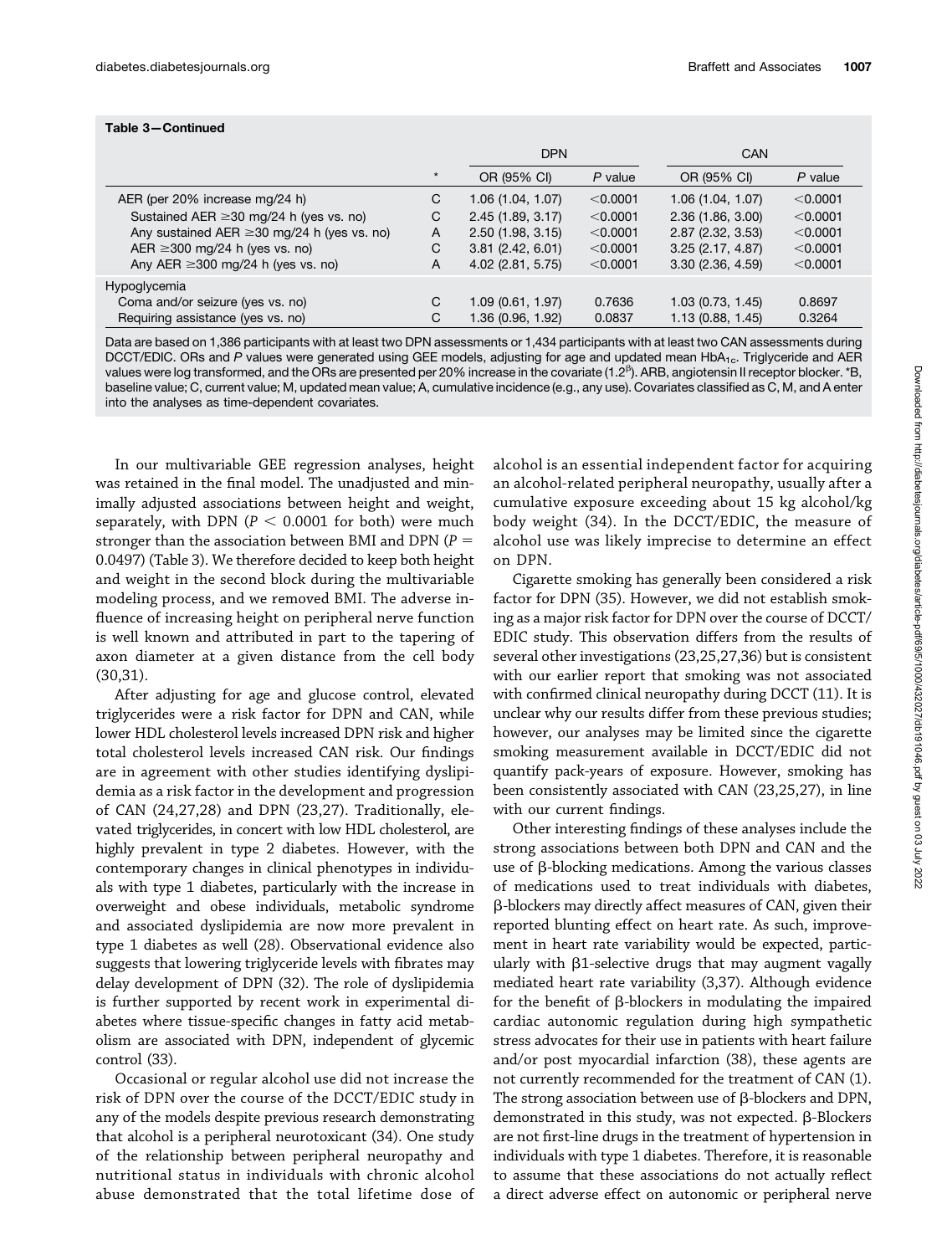**Table 3—Continued**

| | * | DPN | | CAN | |
|---|---|---|---|---|---|
| | | OR (95% CI) | *P* value | OR (95% CI) | *P* value |
| AER (per 20% increase mg/24 h) | C | 1.06 (1.04, 1.07) | <0.0001 | 1.06 (1.04, 1.07) | <0.0001 |
| Sustained AER ≥30 mg/24 h (yes vs. no) | C | 2.45 (1.89, 3.17) | <0.0001 | 2.36 (1.86, 3.00) | <0.0001 |
| Any sustained AER ≥30 mg/24 h (yes vs. no) | A | 2.50 (1.98, 3.15) | <0.0001 | 2.87 (2.32, 3.53) | <0.0001 |
| AER ≥300 mg/24 h (yes vs. no) | C | 3.81 (2.42, 6.01) | <0.0001 | 3.25 (2.17, 4.87) | <0.0001 |
| Any AER ≥300 mg/24 h (yes vs. no) | A | 4.02 (2.81, 5.75) | <0.0001 | 3.30 (2.36, 4.59) | <0.0001 |
| Hypoglycemia | | | | | |
| Coma and/or seizure (yes vs. no) | C | 1.09 (0.61, 1.97) | 0.7636 | 1.03 (0.73, 1.45) | 0.8697 |
| Requiring assistance (yes vs. no) | C | 1.36 (0.96, 1.92) | 0.0837 | 1.13 (0.88, 1.45) | 0.3264 |

Data are based on 1,386 participants with at least two DPN assessments or 1,434 participants with at least two CAN assessments during DCCT/EDIC. ORs and *P* values were generated using GEE models, adjusting for age and updated mean $HbA_{1c}$. Triglyceride and AER values were log transformed, and the ORs are presented per 20% increase in the covariate ($1.2^{\beta}$). ARB, angiotensin II receptor blocker. *B, baseline value; C, current value; M, updated mean value; A, cumulative incidence (e.g., any use). Covariates classified as C, M, and A enter into the analyses as time-dependent covariates.

In our multivariable GEE regression analyses, height was retained in the final model. The unadjusted and minimally adjusted associations between height and weight, separately, with DPN ($P < 0.0001$ for both) were much stronger than the association between BMI and DPN ($P = 0.0497$) (Table 3). We therefore decided to keep both height and weight in the second block during the multivariable modeling process, and we removed BMI. The adverse influence of increasing height on peripheral nerve function is well known and attributed in part to the tapering of axon diameter at a given distance from the cell body (30,31).

After adjusting for age and glucose control, elevated triglycerides were a risk factor for DPN and CAN, while lower HDL cholesterol levels increased DPN risk and higher total cholesterol levels increased CAN risk. Our findings are in agreement with other studies identifying dyslipidemia as a risk factor in the development and progression of CAN (24,27,28) and DPN (23,27). Traditionally, elevated triglycerides, in concert with low HDL cholesterol, are highly prevalent in type 2 diabetes. However, with the contemporary changes in clinical phenotypes in individuals with type 1 diabetes, particularly with the increase in overweight and obese individuals, metabolic syndrome and associated dyslipidemia are now more prevalent in type 1 diabetes as well (28). Observational evidence also suggests that lowering triglyceride levels with fibrates may delay development of DPN (32). The role of dyslipidemia is further supported by recent work in experimental diabetes where tissue-specific changes in fatty acid metabolism are associated with DPN, independent of glycemic control (33).

Occasional or regular alcohol use did not increase the risk of DPN over the course of the DCCT/EDIC study in any of the models despite previous research demonstrating that alcohol is a peripheral neurotoxicant (34). One study of the relationship between peripheral neuropathy and nutritional status in individuals with chronic alcohol abuse demonstrated that the total lifetime dose of alcohol is an essential independent factor for acquiring an alcohol-related peripheral neuropathy, usually after a cumulative exposure exceeding about 15 kg alcohol/kg body weight (34). In the DCCT/EDIC, the measure of alcohol use was likely imprecise to determine an effect on DPN.

Cigarette smoking has generally been considered a risk factor for DPN (35). However, we did not establish smoking as a major risk factor for DPN over the course of DCCT/EDIC study. This observation differs from the results of several other investigations (23,25,27,36) but is consistent with our earlier report that smoking was not associated with confirmed clinical neuropathy during DCCT (11). It is unclear why our results differ from these previous studies; however, our analyses may be limited since the cigarette smoking measurement available in DCCT/EDIC did not quantify pack-years of exposure. However, smoking has been consistently associated with CAN (23,25,27), in line with our current findings.

Other interesting findings of these analyses include the strong associations between both DPN and CAN and the use of β-blocking medications. Among the various classes of medications used to treat individuals with diabetes, β-blockers may directly affect measures of CAN, given their reported blunting effect on heart rate. As such, improvement in heart rate variability would be expected, particularly with β1-selective drugs that may augment vagally mediated heart rate variability (3,37). Although evidence for the benefit of β-blockers in modulating the impaired cardiac autonomic regulation during high sympathetic stress advocates for their use in patients with heart failure and/or post myocardial infarction (38), these agents are not currently recommended for the treatment of CAN (1). The strong association between use of β-blockers and DPN, demonstrated in this study, was not expected. β-Blockers are not first-line drugs in the treatment of hypertension in individuals with type 1 diabetes. Therefore, it is reasonable to assume that these associations do not actually reflect a direct adverse effect on autonomic or peripheral nerve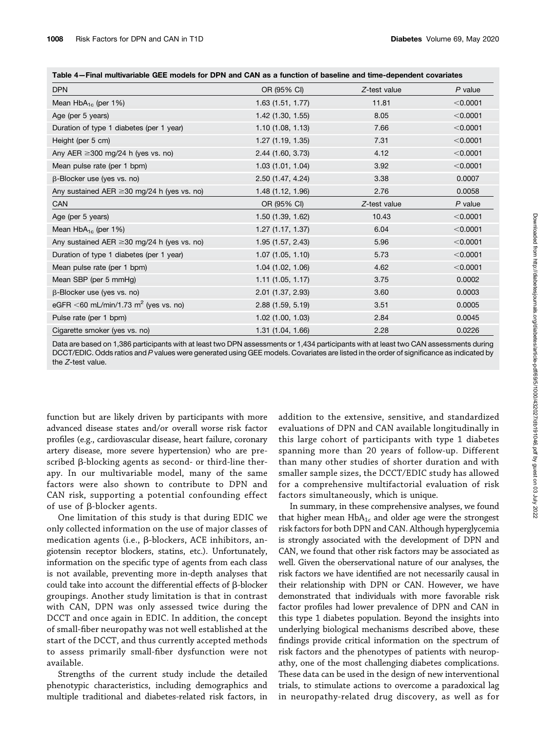**Table 4—Final multivariable GEE models for DPN and CAN as a function of baseline and time-dependent covariates**

| DPN | OR (95% CI) | *Z*-test value | *P* value |
|---|---|---|---|
| Mean $HbA_{1c}$ (per 1%) | 1.63 (1.51, 1.77) | 11.81 | <0.0001 |
| Age (per 5 years) | 1.42 (1.30, 1.55) | 8.05 | <0.0001 |
| Duration of type 1 diabetes (per 1 year) | 1.10 (1.08, 1.13) | 7.66 | <0.0001 |
| Height (per 5 cm) | 1.27 (1.19, 1.35) | 7.31 | <0.0001 |
| Any AER ≥300 mg/24 h (yes vs. no) | 2.44 (1.60, 3.73) | 4.12 | <0.0001 |
| Mean pulse rate (per 1 bpm) | 1.03 (1.01, 1.04) | 3.92 | <0.0001 |
| β-Blocker use (yes vs. no) | 2.50 (1.47, 4.24) | 3.38 | 0.0007 |
| Any sustained AER ≥30 mg/24 h (yes vs. no) | 1.48 (1.12, 1.96) | 2.76 | 0.0058 |
| **CAN** | **OR (95% CI)** | ***Z*-test value** | ***P* value** |
| Age (per 5 years) | 1.50 (1.39, 1.62) | 10.43 | <0.0001 |
| Mean $HbA_{1c}$ (per 1%) | 1.27 (1.17, 1.37) | 6.04 | <0.0001 |
| Any sustained AER ≥30 mg/24 h (yes vs. no) | 1.95 (1.57, 2.43) | 5.96 | <0.0001 |
| Duration of type 1 diabetes (per 1 year) | 1.07 (1.05, 1.10) | 5.73 | <0.0001 |
| Mean pulse rate (per 1 bpm) | 1.04 (1.02, 1.06) | 4.62 | <0.0001 |
| Mean SBP (per 5 mmHg) | 1.11 (1.05, 1.17) | 3.75 | 0.0002 |
| β-Blocker use (yes vs. no) | 2.01 (1.37, 2.93) | 3.60 | 0.0003 |
| eGFR <60 mL/min/1.73 $m^2$ (yes vs. no) | 2.88 (1.59, 5.19) | 3.51 | 0.0005 |
| Pulse rate (per 1 bpm) | 1.02 (1.00, 1.03) | 2.84 | 0.0045 |
| Cigarette smoker (yes vs. no) | 1.31 (1.04, 1.66) | 2.28 | 0.0226 |

Data are based on 1,386 participants with at least two DPN assessments or 1,434 participants with at least two CAN assessments during DCCT/EDIC. Odds ratios and *P* values were generated using GEE models. Covariates are listed in the order of significance as indicated by the *Z*-test value.

function but are likely driven by participants with more advanced disease states and/or overall worse risk factor profiles (e.g., cardiovascular disease, heart failure, coronary artery disease, more severe hypertension) who are prescribed β-blocking agents as second- or third-line therapy. In our multivariable model, many of the same factors were also shown to contribute to DPN and CAN risk, supporting a potential confounding effect of use of β-blocker agents.

One limitation of this study is that during EDIC we only collected information on the use of major classes of medication agents (i.e., β-blockers, ACE inhibitors, angiotensin receptor blockers, statins, etc.). Unfortunately, information on the specific type of agents from each class is not available, preventing more in-depth analyses that could take into account the differential effects of β-blocker groupings. Another study limitation is that in contrast with CAN, DPN was only assessed twice during the DCCT and once again in EDIC. In addition, the concept of small-fiber neuropathy was not well established at the start of the DCCT, and thus currently accepted methods to assess primarily small-fiber dysfunction were not available.

Strengths of the current study include the detailed phenotypic characteristics, including demographics and multiple traditional and diabetes-related risk factors, in addition to the extensive, sensitive, and standardized evaluations of DPN and CAN available longitudinally in this large cohort of participants with type 1 diabetes spanning more than 20 years of follow-up. Different than many other studies of shorter duration and with smaller sample sizes, the DCCT/EDIC study has allowed for a comprehensive multifactorial evaluation of risk factors simultaneously, which is unique.

In summary, in these comprehensive analyses, we found that higher mean $HbA_{1c}$ and older age were the strongest risk factors for both DPN and CAN. Although hyperglycemia is strongly associated with the development of DPN and CAN, we found that other risk factors may be associated as well. Given the oberservational nature of our analyses, the risk factors we have identified are not necessarily causal in their relationship with DPN or CAN. However, we have demonstrated that individuals with more favorable risk factor profiles had lower prevalence of DPN and CAN in this type 1 diabetes population. Beyond the insights into underlying biological mechanisms described above, these findings provide critical information on the spectrum of risk factors and the phenotypes of patients with neuropathy, one of the most challenging diabetes complications. These data can be used in the design of new interventional trials, to stimulate actions to overcome a paradoxical lag in neuropathy-related drug discovery, as well as for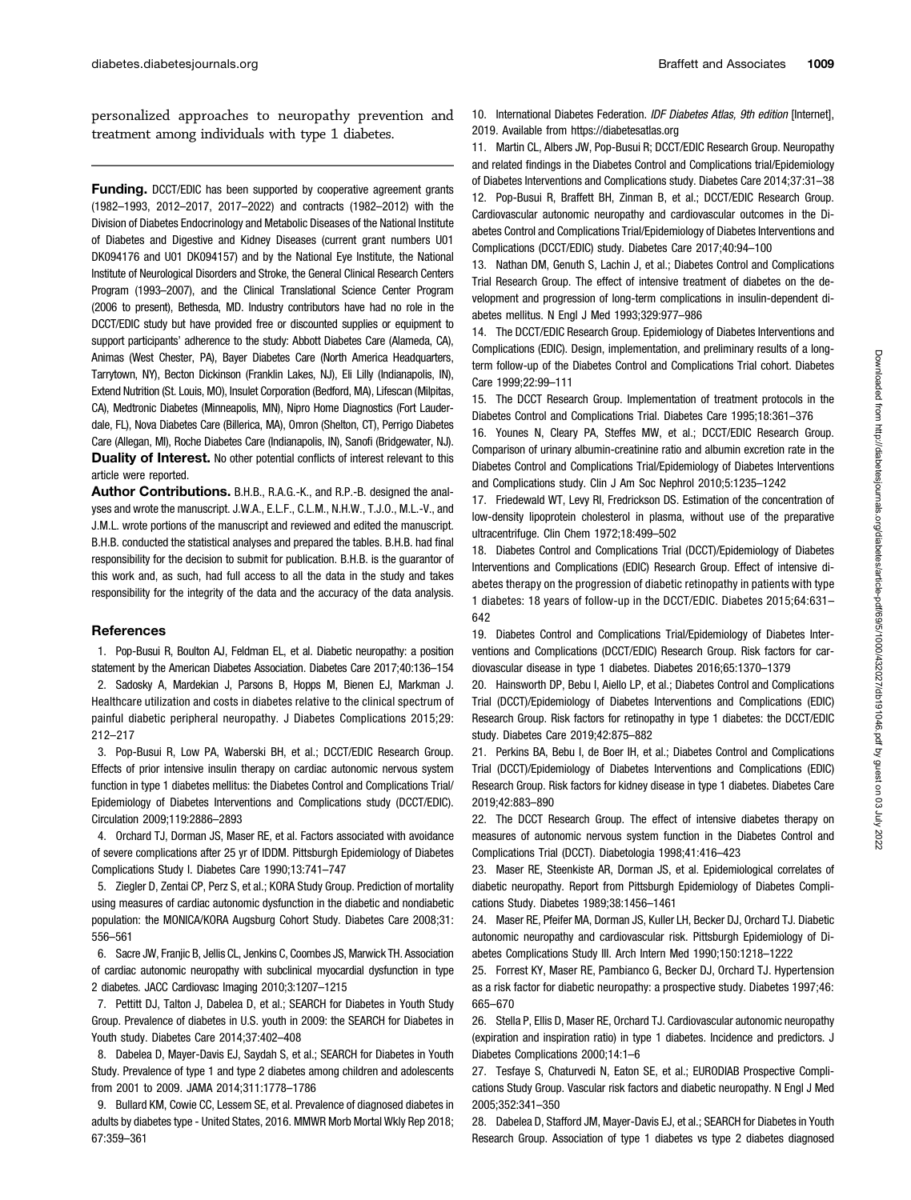personalized approaches to neuropathy prevention and treatment among individuals with type 1 diabetes.

**Funding.** DCCT/EDIC has been supported by cooperative agreement grants (1982–1993, 2012–2017, 2017–2022) and contracts (1982–2012) with the Division of Diabetes Endocrinology and Metabolic Diseases of the National Institute of Diabetes and Digestive and Kidney Diseases (current grant numbers U01 DK094176 and U01 DK094157) and by the National Eye Institute, the National Institute of Neurological Disorders and Stroke, the General Clinical Research Centers Program (1993–2007), and the Clinical Translational Science Center Program (2006 to present), Bethesda, MD. Industry contributors have had no role in the DCCT/EDIC study but have provided free or discounted supplies or equipment to support participants' adherence to the study: Abbott Diabetes Care (Alameda, CA), Animas (West Chester, PA), Bayer Diabetes Care (North America Headquarters, Tarrytown, NY), Becton Dickinson (Franklin Lakes, NJ), Eli Lilly (Indianapolis, IN), Extend Nutrition (St. Louis, MO), Insulet Corporation (Bedford, MA), Lifescan (Milpitas, CA), Medtronic Diabetes (Minneapolis, MN), Nipro Home Diagnostics (Fort Lauderdale, FL), Nova Diabetes Care (Billerica, MA), Omron (Shelton, CT), Perrigo Diabetes Care (Allegan, MI), Roche Diabetes Care (Indianapolis, IN), Sanofi (Bridgewater, NJ).

**Duality of Interest.** No other potential conflicts of interest relevant to this article were reported.

**Author Contributions.** B.H.B., R.A.G.-K., and R.P.-B. designed the analyses and wrote the manuscript. J.W.A., E.L.F., C.L.M., N.H.W., T.J.O., M.L.-V., and J.M.L. wrote portions of the manuscript and reviewed and edited the manuscript. B.H.B. conducted the statistical analyses and prepared the tables. B.H.B. had final responsibility for the decision to submit for publication. B.H.B. is the guarantor of this work and, as such, had full access to all the data in the study and takes responsibility for the integrity of the data and the accuracy of the data analysis.

## References

1. Pop-Busui R, Boulton AJ, Feldman EL, et al. Diabetic neuropathy: a position statement by the American Diabetes Association. Diabetes Care 2017;40:136–154
2. Sadosky A, Mardekian J, Parsons B, Hopps M, Bienen EJ, Markman J. Healthcare utilization and costs in diabetes relative to the clinical spectrum of painful diabetic peripheral neuropathy. J Diabetes Complications 2015;29: 212–217
3. Pop-Busui R, Low PA, Waberski BH, et al.; DCCT/EDIC Research Group. Effects of prior intensive insulin therapy on cardiac autonomic nervous system function in type 1 diabetes mellitus: the Diabetes Control and Complications Trial/Epidemiology of Diabetes Interventions and Complications study (DCCT/EDIC). Circulation 2009;119:2886–2893
4. Orchard TJ, Dorman JS, Maser RE, et al. Factors associated with avoidance of severe complications after 25 yr of IDDM. Pittsburgh Epidemiology of Diabetes Complications Study I. Diabetes Care 1990;13:741–747
5. Ziegler D, Zentai CP, Perz S, et al.; KORA Study Group. Prediction of mortality using measures of cardiac autonomic dysfunction in the diabetic and nondiabetic population: the MONICA/KORA Augsburg Cohort Study. Diabetes Care 2008;31: 556–561
6. Sacre JW, Franjic B, Jellis CL, Jenkins C, Coombes JS, Marwick TH. Association of cardiac autonomic neuropathy with subclinical myocardial dysfunction in type 2 diabetes. JACC Cardiovasc Imaging 2010;3:1207–1215
7. Pettitt DJ, Talton J, Dabelea D, et al.; SEARCH for Diabetes in Youth Study Group. Prevalence of diabetes in U.S. youth in 2009: the SEARCH for Diabetes in Youth study. Diabetes Care 2014;37:402–408
8. Dabelea D, Mayer-Davis EJ, Saydah S, et al.; SEARCH for Diabetes in Youth Study. Prevalence of type 1 and type 2 diabetes among children and adolescents from 2001 to 2009. JAMA 2014;311:1778–1786
9. Bullard KM, Cowie CC, Lessem SE, et al. Prevalence of diagnosed diabetes in adults by diabetes type - United States, 2016. MMWR Morb Mortal Wkly Rep 2018; 67:359–361
10. International Diabetes Federation. *IDF Diabetes Atlas, 9th edition* [Internet], 2019. Available from https://diabetesatlas.org
11. Martin CL, Albers JW, Pop-Busui R; DCCT/EDIC Research Group. Neuropathy and related findings in the Diabetes Control and Complications trial/Epidemiology of Diabetes Interventions and Complications study. Diabetes Care 2014;37:31–38
12. Pop-Busui R, Braffett BH, Zinman B, et al.; DCCT/EDIC Research Group. Cardiovascular autonomic neuropathy and cardiovascular outcomes in the Diabetes Control and Complications Trial/Epidemiology of Diabetes Interventions and Complications (DCCT/EDIC) study. Diabetes Care 2017;40:94–100
13. Nathan DM, Genuth S, Lachin J, et al.; Diabetes Control and Complications Trial Research Group. The effect of intensive treatment of diabetes on the development and progression of long-term complications in insulin-dependent diabetes mellitus. N Engl J Med 1993;329:977–986
14. The DCCT/EDIC Research Group. Epidemiology of Diabetes Interventions and Complications (EDIC). Design, implementation, and preliminary results of a long-term follow-up of the Diabetes Control and Complications Trial cohort. Diabetes Care 1999;22:99–111
15. The DCCT Research Group. Implementation of treatment protocols in the Diabetes Control and Complications Trial. Diabetes Care 1995;18:361–376
16. Younes N, Cleary PA, Steffes MW, et al.; DCCT/EDIC Research Group. Comparison of urinary albumin-creatinine ratio and albumin excretion rate in the Diabetes Control and Complications Trial/Epidemiology of Diabetes Interventions and Complications study. Clin J Am Soc Nephrol 2010;5:1235–1242
17. Friedewald WT, Levy RI, Fredrickson DS. Estimation of the concentration of low-density lipoprotein cholesterol in plasma, without use of the preparative ultracentrifuge. Clin Chem 1972;18:499–502
18. Diabetes Control and Complications Trial (DCCT)/Epidemiology of Diabetes Interventions and Complications (EDIC) Research Group. Effect of intensive diabetes therapy on the progression of diabetic retinopathy in patients with type 1 diabetes: 18 years of follow-up in the DCCT/EDIC. Diabetes 2015;64:631–642
19. Diabetes Control and Complications Trial/Epidemiology of Diabetes Interventions and Complications (DCCT/EDIC) Research Group. Risk factors for cardiovascular disease in type 1 diabetes. Diabetes 2016;65:1370–1379
20. Hainsworth DP, Bebu I, Aiello LP, et al.; Diabetes Control and Complications Trial (DCCT)/Epidemiology of Diabetes Interventions and Complications (EDIC) Research Group. Risk factors for retinopathy in type 1 diabetes: the DCCT/EDIC study. Diabetes Care 2019;42:875–882
21. Perkins BA, Bebu I, de Boer IH, et al.; Diabetes Control and Complications Trial (DCCT)/Epidemiology of Diabetes Interventions and Complications (EDIC) Research Group. Risk factors for kidney disease in type 1 diabetes. Diabetes Care 2019;42:883–890
22. The DCCT Research Group. The effect of intensive diabetes therapy on measures of autonomic nervous system function in the Diabetes Control and Complications Trial (DCCT). Diabetologia 1998;41:416–423
23. Maser RE, Steenkiste AR, Dorman JS, et al. Epidemiological correlates of diabetic neuropathy. Report from Pittsburgh Epidemiology of Diabetes Complications Study. Diabetes 1989;38:1456–1461
24. Maser RE, Pfeifer MA, Dorman JS, Kuller LH, Becker DJ, Orchard TJ. Diabetic autonomic neuropathy and cardiovascular risk. Pittsburgh Epidemiology of Diabetes Complications Study III. Arch Intern Med 1990;150:1218–1222
25. Forrest KY, Maser RE, Pambianco G, Becker DJ, Orchard TJ. Hypertension as a risk factor for diabetic neuropathy: a prospective study. Diabetes 1997;46: 665–670
26. Stella P, Ellis D, Maser RE, Orchard TJ. Cardiovascular autonomic neuropathy (expiration and inspiration ratio) in type 1 diabetes. Incidence and predictors. J Diabetes Complications 2000;14:1–6
27. Tesfaye S, Chaturvedi N, Eaton SE, et al.; EURODIAB Prospective Complications Study Group. Vascular risk factors and diabetic neuropathy. N Engl J Med 2005;352:341–350
28. Dabelea D, Stafford JM, Mayer-Davis EJ, et al.; SEARCH for Diabetes in Youth Research Group. Association of type 1 diabetes vs type 2 diabetes diagnosed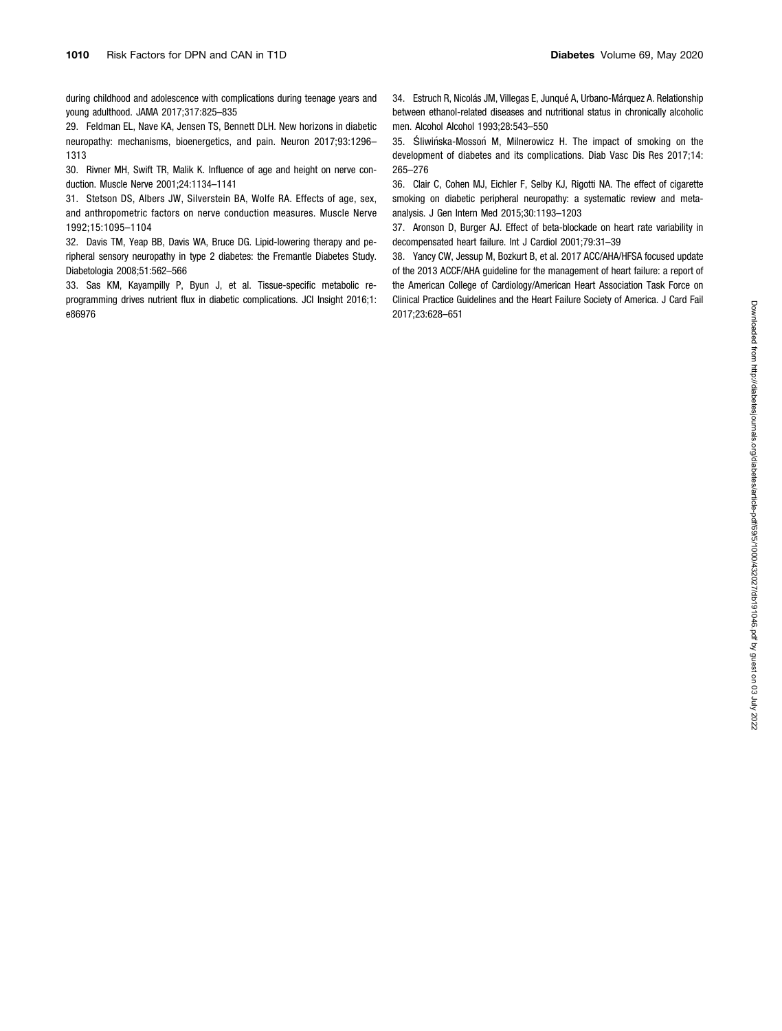during childhood and adolescence with complications during teenage years and young adulthood. JAMA 2017;317:825–835

29. Feldman EL, Nave KA, Jensen TS, Bennett DLH. New horizons in diabetic neuropathy: mechanisms, bioenergetics, and pain. Neuron 2017;93:1296–1313

30. Rivner MH, Swift TR, Malik K. Influence of age and height on nerve conduction. Muscle Nerve 2001;24:1134–1141

31. Stetson DS, Albers JW, Silverstein BA, Wolfe RA. Effects of age, sex, and anthropometric factors on nerve conduction measures. Muscle Nerve 1992;15:1095–1104

32. Davis TM, Yeap BB, Davis WA, Bruce DG. Lipid-lowering therapy and peripheral sensory neuropathy in type 2 diabetes: the Fremantle Diabetes Study. Diabetologia 2008;51:562–566

33. Sas KM, Kayampilly P, Byun J, et al. Tissue-specific metabolic reprogramming drives nutrient flux in diabetic complications. JCI Insight 2016;1:e86976

34. Estruch R, Nicolás JM, Villegas E, Junqué A, Urbano-Márquez A. Relationship between ethanol-related diseases and nutritional status in chronically alcoholic men. Alcohol Alcohol 1993;28:543–550

35. Śliwińska-Mossoń M, Milnerowicz H. The impact of smoking on the development of diabetes and its complications. Diab Vasc Dis Res 2017;14:265–276

36. Clair C, Cohen MJ, Eichler F, Selby KJ, Rigotti NA. The effect of cigarette smoking on diabetic peripheral neuropathy: a systematic review and meta-analysis. J Gen Intern Med 2015;30:1193–1203

37. Aronson D, Burger AJ. Effect of beta-blockade on heart rate variability in decompensated heart failure. Int J Cardiol 2001;79:31–39

38. Yancy CW, Jessup M, Bozkurt B, et al. 2017 ACC/AHA/HFSA focused update of the 2013 ACCF/AHA guideline for the management of heart failure: a report of the American College of Cardiology/American Heart Association Task Force on Clinical Practice Guidelines and the Heart Failure Society of America. J Card Fail 2017;23:628–651